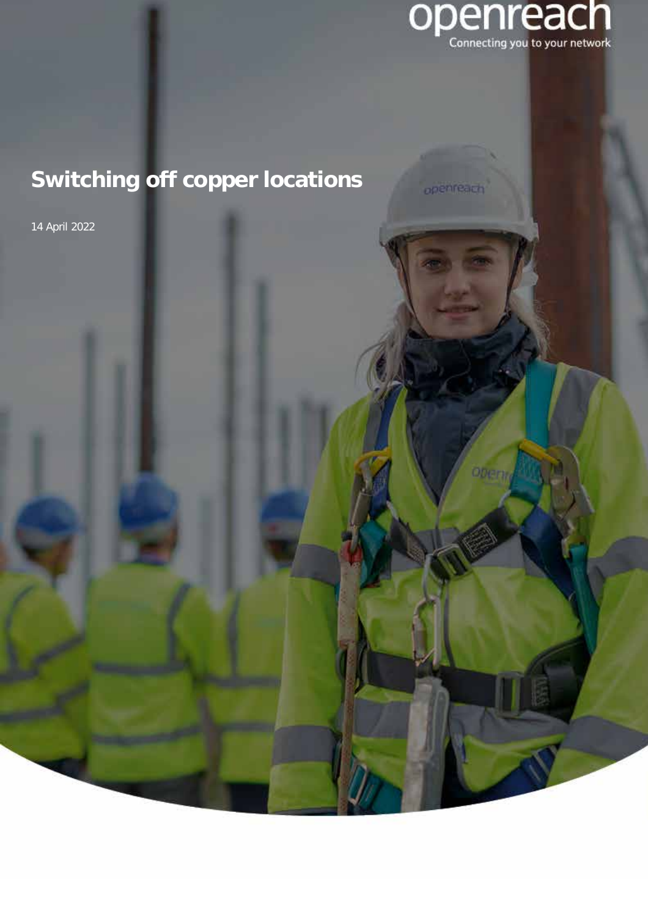openreach

Connecting you to your network

# Switching off copper locations

14 April 2022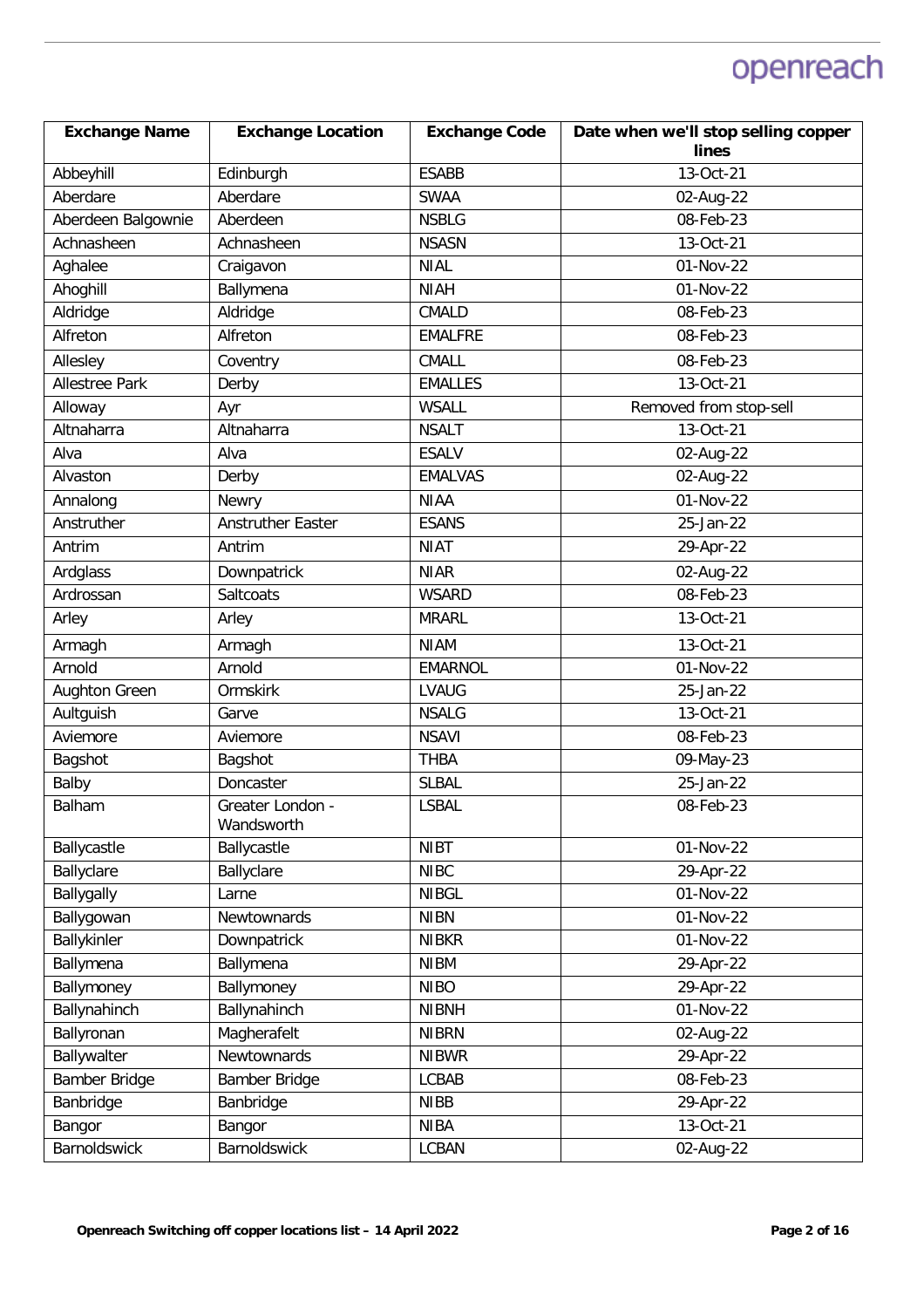| Exchange Name | Exchange Location | Exchange Code | Date when we'll stop selling copper lines |
| --- | --- | --- | --- |
| Abbeyhill | Edinburgh | ESABB | 13-Oct-21 |
| Aberdare | Aberdare | SWAA | 02-Aug-22 |
| Aberdeen Balgownie | Aberdeen | NSBLG | 08-Feb-23 |
| Achnasheen | Achnasheen | NSASN | 13-Oct-21 |
| Aghalee | Craigavon | NIAL | 01-Nov-22 |
| Ahoghill | Ballymena | NIAH | 01-Nov-22 |
| Aldridge | Aldridge | CMALD | 08-Feb-23 |
| Alfreton | Alfreton | EMALFRE | 08-Feb-23 |
| Allesley | Coventry | CMALL | 08-Feb-23 |
| Allestree Park | Derby | EMALLES | 13-Oct-21 |
| Alloway | Ayr | WSALL | Removed from stop-sell |
| Altnaharra | Altnaharra | NSALT | 13-Oct-21 |
| Alva | Alva | ESALV | 02-Aug-22 |
| Alvaston | Derby | EMALVAS | 02-Aug-22 |
| Annalong | Newry | NIAA | 01-Nov-22 |
| Anstruther | Anstruther Easter | ESANS | 25-Jan-22 |
| Antrim | Antrim | NIAT | 29-Apr-22 |
| Ardglass | Downpatrick | NIAR | 02-Aug-22 |
| Ardrossan | Saltcoats | WSARD | 08-Feb-23 |
| Arley | Arley | MRARL | 13-Oct-21 |
| Armagh | Armagh | NIAM | 13-Oct-21 |
| Arnold | Arnold | EMARNOL | 01-Nov-22 |
| Aughton Green | Ormskirk | LVAUG | 25-Jan-22 |
| Aultguish | Garve | NSALG | 13-Oct-21 |
| Aviemore | Aviemore | NSAVI | 08-Feb-23 |
| Bagshot | Bagshot | THBA | 09-May-23 |
| Balby | Doncaster | SLBAL | 25-Jan-22 |
| Balham | Greater London - Wandsworth | LSBAL | 08-Feb-23 |
| Ballycastle | Ballycastle | NIBT | 01-Nov-22 |
| Ballyclare | Ballyclare | NIBC | 29-Apr-22 |
| Ballygally | Larne | NIBGL | 01-Nov-22 |
| Ballygowan | Newtownards | NIBN | 01-Nov-22 |
| Ballykinler | Downpatrick | NIBKR | 01-Nov-22 |
| Ballymena | Ballymena | NIBM | 29-Apr-22 |
| Ballymoney | Ballymoney | NIBO | 29-Apr-22 |
| Ballynahinch | Ballynahinch | NIBNH | 01-Nov-22 |
| Ballyronan | Magherafelt | NIBRN | 02-Aug-22 |
| Ballywalter | Newtownards | NIBWR | 29-Apr-22 |
| Bamber Bridge | Bamber Bridge | LCBAB | 08-Feb-23 |
| Banbridge | Banbridge | NIBB | 29-Apr-22 |
| Bangor | Bangor | NIBA | 13-Oct-21 |
| Barnoldswick | Barnoldswick | LCBAN | 02-Aug-22 |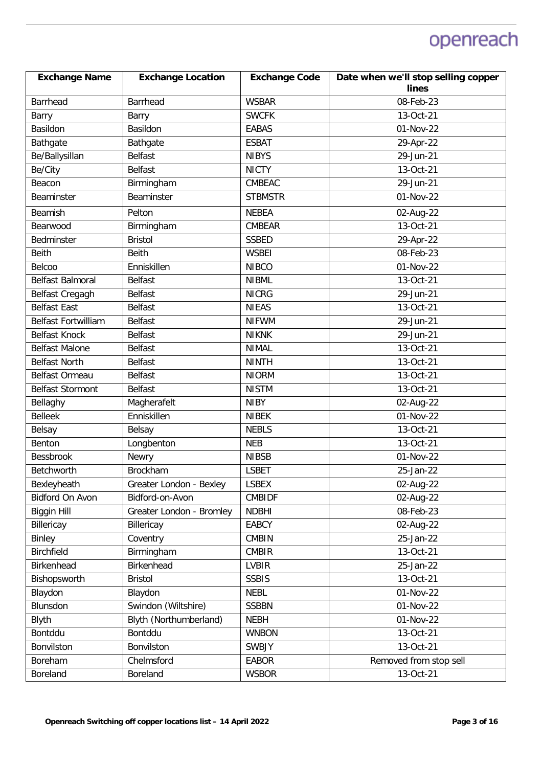| Exchange Name | Exchange Location | Exchange Code | Date when we'll stop selling copper lines |
|---|---|---|---|
| Barrhead | Barrhead | WSBAR | 08-Feb-23 |
| Barry | Barry | SWCFK | 13-Oct-21 |
| Basildon | Basildon | EABAS | 01-Nov-22 |
| Bathgate | Bathgate | ESBAT | 29-Apr-22 |
| Be/Ballysillan | Belfast | NIBYS | 29-Jun-21 |
| Be/City | Belfast | NICTY | 13-Oct-21 |
| Beacon | Birmingham | CMBEAC | 29-Jun-21 |
| Beaminster | Beaminster | STBMSTR | 01-Nov-22 |
| Beamish | Pelton | NEBEA | 02-Aug-22 |
| Bearwood | Birmingham | CMBEAR | 13-Oct-21 |
| Bedminster | Bristol | SSBED | 29-Apr-22 |
| Beith | Beith | WSBEI | 08-Feb-23 |
| Belcoo | Enniskillen | NIBCO | 01-Nov-22 |
| Belfast Balmoral | Belfast | NIBML | 13-Oct-21 |
| Belfast Cregagh | Belfast | NICRG | 29-Jun-21 |
| Belfast East | Belfast | NIEAS | 13-Oct-21 |
| Belfast Fortwilliam | Belfast | NIFWM | 29-Jun-21 |
| Belfast Knock | Belfast | NIKNK | 29-Jun-21 |
| Belfast Malone | Belfast | NIMAL | 13-Oct-21 |
| Belfast North | Belfast | NINTH | 13-Oct-21 |
| Belfast Ormeau | Belfast | NIORM | 13-Oct-21 |
| Belfast Stormont | Belfast | NISTM | 13-Oct-21 |
| Bellaghy | Magherafelt | NIBY | 02-Aug-22 |
| Belleek | Enniskillen | NIBEK | 01-Nov-22 |
| Belsay | Belsay | NEBLS | 13-Oct-21 |
| Benton | Longbenton | NEB | 13-Oct-21 |
| Bessbrook | Newry | NIBSB | 01-Nov-22 |
| Betchworth | Brockham | LSBET | 25-Jan-22 |
| Bexleyheath | Greater London - Bexley | LSBEX | 02-Aug-22 |
| Bidford On Avon | Bidford-on-Avon | CMBIDF | 02-Aug-22 |
| Biggin Hill | Greater London - Bromley | NDBHI | 08-Feb-23 |
| Billericay | Billericay | EABCY | 02-Aug-22 |
| Binley | Coventry | CMBIN | 25-Jan-22 |
| Birchfield | Birmingham | CMBIR | 13-Oct-21 |
| Birkenhead | Birkenhead | LVBIR | 25-Jan-22 |
| Bishopsworth | Bristol | SSBIS | 13-Oct-21 |
| Blaydon | Blaydon | NEBL | 01-Nov-22 |
| Blunsdon | Swindon (Wiltshire) | SSBBN | 01-Nov-22 |
| Blyth | Blyth (Northumberland) | NEBH | 01-Nov-22 |
| Bontddu | Bontddu | WNBON | 13-Oct-21 |
| Bonvilston | Bonvilston | SWBJY | 13-Oct-21 |
| Boreham | Chelmsford | EABOR | Removed from stop sell |
| Boreland | Boreland | WSBOR | 13-Oct-21 |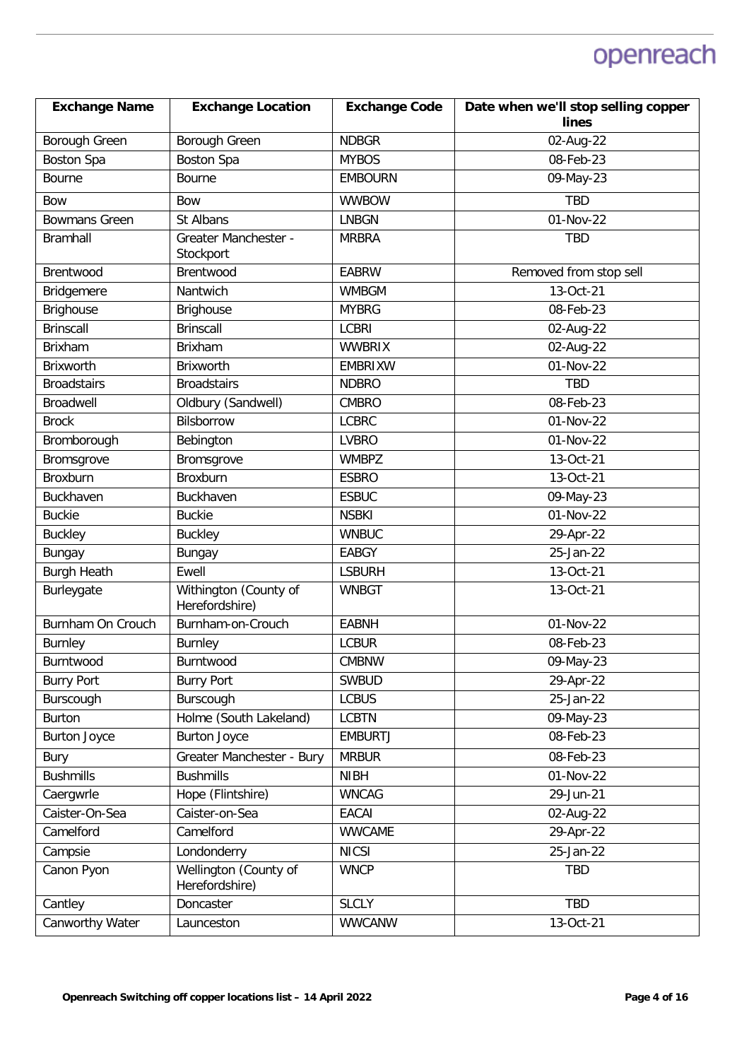| Exchange Name | Exchange Location | Exchange Code | Date when we'll stop selling copper lines |
|---|---|---|---|
| Borough Green | Borough Green | NDBGR | 02-Aug-22 |
| Boston Spa | Boston Spa | MYBOS | 08-Feb-23 |
| Bourne | Bourne | EMBOURN | 09-May-23 |
| Bow | Bow | WWBOW | TBD |
| Bowmans Green | St Albans | LNBGN | 01-Nov-22 |
| Bramhall | Greater Manchester - Stockport | MRBRA | TBD |
| Brentwood | Brentwood | EABRW | Removed from stop sell |
| Bridgemere | Nantwich | WMBGM | 13-Oct-21 |
| Brighouse | Brighouse | MYBRG | 08-Feb-23 |
| Brinscall | Brinscall | LCBRI | 02-Aug-22 |
| Brixham | Brixham | WWBRIX | 02-Aug-22 |
| Brixworth | Brixworth | EMBRIXW | 01-Nov-22 |
| Broadstairs | Broadstairs | NDBRO | TBD |
| Broadwell | Oldbury (Sandwell) | CMBRO | 08-Feb-23 |
| Brock | Bilsborrow | LCBRC | 01-Nov-22 |
| Bromborough | Bebington | LVBRO | 01-Nov-22 |
| Bromsgrove | Bromsgrove | WMBPZ | 13-Oct-21 |
| Broxburn | Broxburn | ESBRO | 13-Oct-21 |
| Buckhaven | Buckhaven | ESBUC | 09-May-23 |
| Buckie | Buckie | NSBKI | 01-Nov-22 |
| Buckley | Buckley | WNBUC | 29-Apr-22 |
| Bungay | Bungay | EABGY | 25-Jan-22 |
| Burgh Heath | Ewell | LSBURH | 13-Oct-21 |
| Burleygate | Withington (County of Herefordshire) | WNBGT | 13-Oct-21 |
| Burnham On Crouch | Burnham-on-Crouch | EABNH | 01-Nov-22 |
| Burnley | Burnley | LCBUR | 08-Feb-23 |
| Burntwood | Burntwood | CMBNW | 09-May-23 |
| Burry Port | Burry Port | SWBUD | 29-Apr-22 |
| Burscough | Burscough | LCBUS | 25-Jan-22 |
| Burton | Holme (South Lakeland) | LCBTN | 09-May-23 |
| Burton Joyce | Burton Joyce | EMBURTJ | 08-Feb-23 |
| Bury | Greater Manchester - Bury | MRBUR | 08-Feb-23 |
| Bushmills | Bushmills | NIBH | 01-Nov-22 |
| Caergwrle | Hope (Flintshire) | WNCAG | 29-Jun-21 |
| Caister-On-Sea | Caister-on-Sea | EACAI | 02-Aug-22 |
| Camelford | Camelford | WWCAME | 29-Apr-22 |
| Campsie | Londonderry | NICSI | 25-Jan-22 |
| Canon Pyon | Wellington (County of Herefordshire) | WNCP | TBD |
| Cantley | Doncaster | SLCLY | TBD |
| Canworthy Water | Launceston | WWCANW | 13-Oct-21 |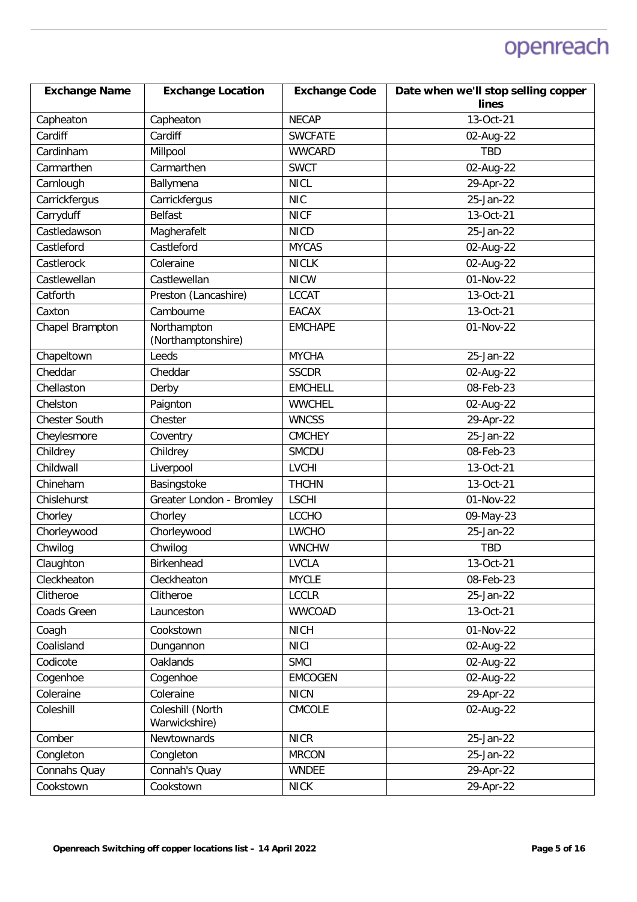| Exchange Name | Exchange Location | Exchange Code | Date when we'll stop selling copper lines |
|---|---|---|---|
| Capheaton | Capheaton | NECAP | 13-Oct-21 |
| Cardiff | Cardiff | SWCFATE | 02-Aug-22 |
| Cardinham | Millpool | WWCARD | TBD |
| Carmarthen | Carmarthen | SWCT | 02-Aug-22 |
| Carnlough | Ballymena | NICL | 29-Apr-22 |
| Carrickfergus | Carrickfergus | NIC | 25-Jan-22 |
| Carryduff | Belfast | NICF | 13-Oct-21 |
| Castledawson | Magherafelt | NICD | 25-Jan-22 |
| Castleford | Castleford | MYCAS | 02-Aug-22 |
| Castlerock | Coleraine | NICLK | 02-Aug-22 |
| Castlewellan | Castlewellan | NICW | 01-Nov-22 |
| Catforth | Preston (Lancashire) | LCCAT | 13-Oct-21 |
| Caxton | Cambourne | EACAX | 13-Oct-21 |
| Chapel Brampton | Northampton (Northamptonshire) | EMCHAPE | 01-Nov-22 |
| Chapeltown | Leeds | MYCHA | 25-Jan-22 |
| Cheddar | Cheddar | SSCDR | 02-Aug-22 |
| Chellaston | Derby | EMCHELL | 08-Feb-23 |
| Chelston | Paignton | WWCHEL | 02-Aug-22 |
| Chester South | Chester | WNCSS | 29-Apr-22 |
| Cheylesmore | Coventry | CMCHEY | 25-Jan-22 |
| Childrey | Childrey | SMCDU | 08-Feb-23 |
| Childwall | Liverpool | LVCHI | 13-Oct-21 |
| Chineham | Basingstoke | THCHN | 13-Oct-21 |
| Chislehurst | Greater London - Bromley | LSCHI | 01-Nov-22 |
| Chorley | Chorley | LCCHO | 09-May-23 |
| Chorleywood | Chorleywood | LWCHO | 25-Jan-22 |
| Chwilog | Chwilog | WNCHW | TBD |
| Claughton | Birkenhead | LVCLA | 13-Oct-21 |
| Cleckheaton | Cleckheaton | MYCLE | 08-Feb-23 |
| Clitheroe | Clitheroe | LCCLR | 25-Jan-22 |
| Coads Green | Launceston | WWCOAD | 13-Oct-21 |
| Coagh | Cookstown | NICH | 01-Nov-22 |
| Coalisland | Dungannon | NICI | 02-Aug-22 |
| Codicote | Oaklands | SMCI | 02-Aug-22 |
| Cogenhoe | Cogenhoe | EMCOGEN | 02-Aug-22 |
| Coleraine | Coleraine | NICN | 29-Apr-22 |
| Coleshill | Coleshill (North Warwickshire) | CMCOLE | 02-Aug-22 |
| Comber | Newtownards | NICR | 25-Jan-22 |
| Congleton | Congleton | MRCON | 25-Jan-22 |
| Connahs Quay | Connah's Quay | WNDEE | 29-Apr-22 |
| Cookstown | Cookstown | NICK | 29-Apr-22 |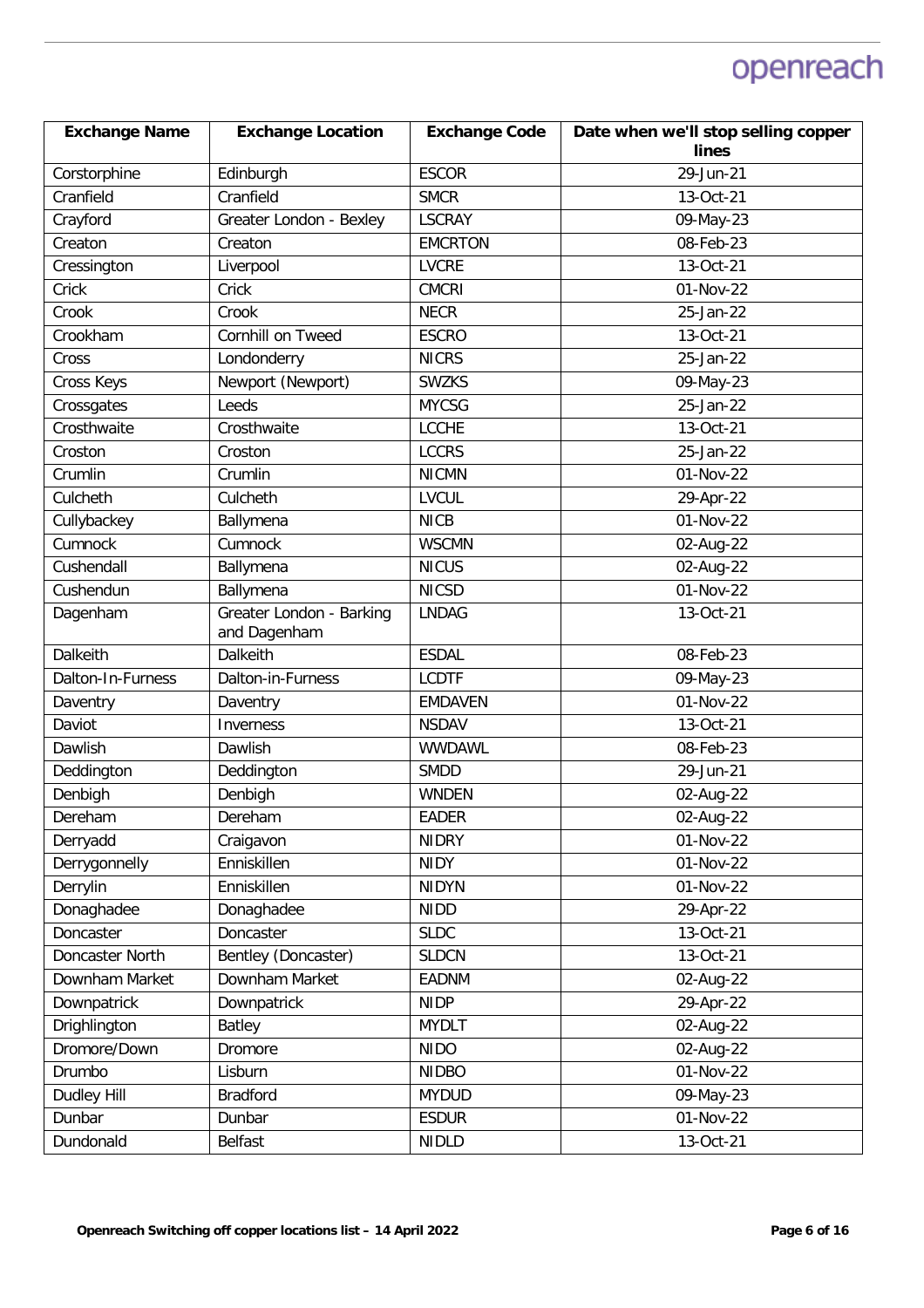| Exchange Name | Exchange Location | Exchange Code | Date when we'll stop selling copper lines |
|---|---|---|---|
| Corstorphine | Edinburgh | ESCOR | 29-Jun-21 |
| Cranfield | Cranfield | SMCR | 13-Oct-21 |
| Crayford | Greater London - Bexley | LSCRAY | 09-May-23 |
| Creaton | Creaton | EMCRTON | 08-Feb-23 |
| Cressington | Liverpool | LVCRE | 13-Oct-21 |
| Crick | Crick | CMCRI | 01-Nov-22 |
| Crook | Crook | NECR | 25-Jan-22 |
| Crookham | Cornhill on Tweed | ESCRO | 13-Oct-21 |
| Cross | Londonderry | NICRS | 25-Jan-22 |
| Cross Keys | Newport (Newport) | SWZKS | 09-May-23 |
| Crossgates | Leeds | MYCSG | 25-Jan-22 |
| Crosthwaite | Crosthwaite | LCCHE | 13-Oct-21 |
| Croston | Croston | LCCRS | 25-Jan-22 |
| Crumlin | Crumlin | NICMN | 01-Nov-22 |
| Culcheth | Culcheth | LVCUL | 29-Apr-22 |
| Cullybackey | Ballymena | NICB | 01-Nov-22 |
| Cumnock | Cumnock | WSCMN | 02-Aug-22 |
| Cushendall | Ballymena | NICUS | 02-Aug-22 |
| Cushendun | Ballymena | NICSD | 01-Nov-22 |
| Dagenham | Greater London - Barking and Dagenham | LNDAG | 13-Oct-21 |
| Dalkeith | Dalkeith | ESDAL | 08-Feb-23 |
| Dalton-In-Furness | Dalton-in-Furness | LCDTF | 09-May-23 |
| Daventry | Daventry | EMDAVEN | 01-Nov-22 |
| Daviot | Inverness | NSDAV | 13-Oct-21 |
| Dawlish | Dawlish | WWDAWL | 08-Feb-23 |
| Deddington | Deddington | SMDD | 29-Jun-21 |
| Denbigh | Denbigh | WNDEN | 02-Aug-22 |
| Dereham | Dereham | EADER | 02-Aug-22 |
| Derryadd | Craigavon | NIDRY | 01-Nov-22 |
| Derrygonnelly | Enniskillen | NIDY | 01-Nov-22 |
| Derrylin | Enniskillen | NIDYN | 01-Nov-22 |
| Donaghadee | Donaghadee | NIDD | 29-Apr-22 |
| Doncaster | Doncaster | SLDC | 13-Oct-21 |
| Doncaster North | Bentley (Doncaster) | SLDCN | 13-Oct-21 |
| Downham Market | Downham Market | EADNM | 02-Aug-22 |
| Downpatrick | Downpatrick | NIDP | 29-Apr-22 |
| Drighlington | Batley | MYDLT | 02-Aug-22 |
| Dromore/Down | Dromore | NIDO | 02-Aug-22 |
| Drumbo | Lisburn | NIDBO | 01-Nov-22 |
| Dudley Hill | Bradford | MYDUD | 09-May-23 |
| Dunbar | Dunbar | ESDUR | 01-Nov-22 |
| Dundonald | Belfast | NIDLD | 13-Oct-21 |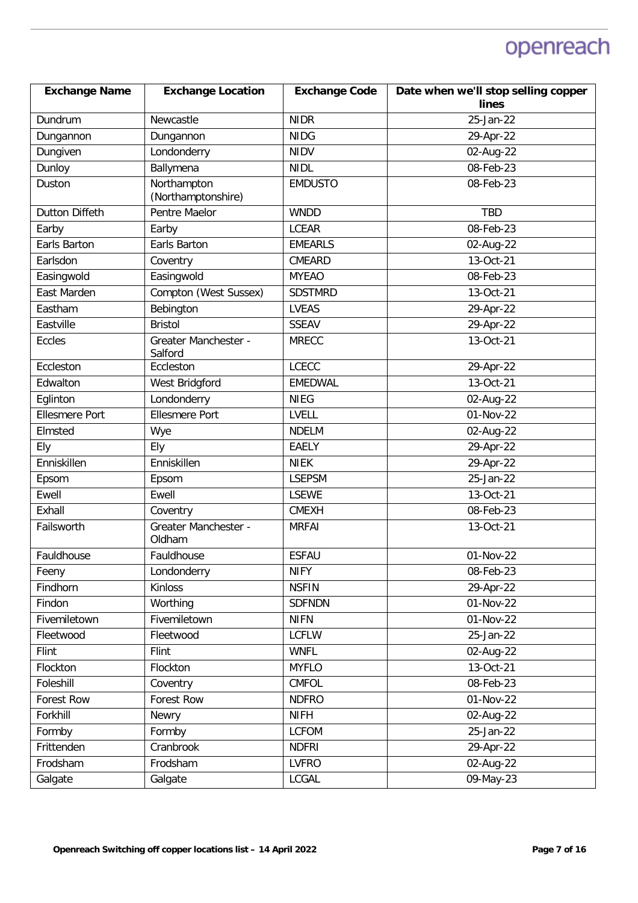| Exchange Name | Exchange Location | Exchange Code | Date when we'll stop selling copper lines |
|---|---|---|---|
| Dundrum | Newcastle | NIDR | 25-Jan-22 |
| Dungannon | Dungannon | NIDG | 29-Apr-22 |
| Dungiven | Londonderry | NIDV | 02-Aug-22 |
| Dunloy | Ballymena | NIDL | 08-Feb-23 |
| Duston | Northampton (Northamptonshire) | EMDUSTO | 08-Feb-23 |
| Dutton Diffeth | Pentre Maelor | WNDD | TBD |
| Earby | Earby | LCEAR | 08-Feb-23 |
| Earls Barton | Earls Barton | EMEARLS | 02-Aug-22 |
| Earlsdon | Coventry | CMEARD | 13-Oct-21 |
| Easingwold | Easingwold | MYEAO | 08-Feb-23 |
| East Marden | Compton (West Sussex) | SDSTMRD | 13-Oct-21 |
| Eastham | Bebington | LVEAS | 29-Apr-22 |
| Eastville | Bristol | SSEAV | 29-Apr-22 |
| Eccles | Greater Manchester - Salford | MRECC | 13-Oct-21 |
| Eccleston | Eccleston | LCECC | 29-Apr-22 |
| Edwalton | West Bridgford | EMEDWAL | 13-Oct-21 |
| Eglinton | Londonderry | NIEG | 02-Aug-22 |
| Ellesmere Port | Ellesmere Port | LVELL | 01-Nov-22 |
| Elmsted | Wye | NDELM | 02-Aug-22 |
| Ely | Ely | EAELY | 29-Apr-22 |
| Enniskillen | Enniskillen | NIEK | 29-Apr-22 |
| Epsom | Epsom | LSEPSM | 25-Jan-22 |
| Ewell | Ewell | LSEWE | 13-Oct-21 |
| Exhall | Coventry | CMEXH | 08-Feb-23 |
| Failsworth | Greater Manchester - Oldham | MRFAI | 13-Oct-21 |
| Fauldhouse | Fauldhouse | ESFAU | 01-Nov-22 |
| Feeny | Londonderry | NIFY | 08-Feb-23 |
| Findhorn | Kinloss | NSFIN | 29-Apr-22 |
| Findon | Worthing | SDFNDN | 01-Nov-22 |
| Fivemiletown | Fivemiletown | NIFN | 01-Nov-22 |
| Fleetwood | Fleetwood | LCFLW | 25-Jan-22 |
| Flint | Flint | WNFL | 02-Aug-22 |
| Flockton | Flockton | MYFLO | 13-Oct-21 |
| Foleshill | Coventry | CMFOL | 08-Feb-23 |
| Forest Row | Forest Row | NDFRO | 01-Nov-22 |
| Forkhill | Newry | NIFH | 02-Aug-22 |
| Formby | Formby | LCFOM | 25-Jan-22 |
| Frittenden | Cranbrook | NDFRI | 29-Apr-22 |
| Frodsham | Frodsham | LVFRO | 02-Aug-22 |
| Galgate | Galgate | LCGAL | 09-May-23 |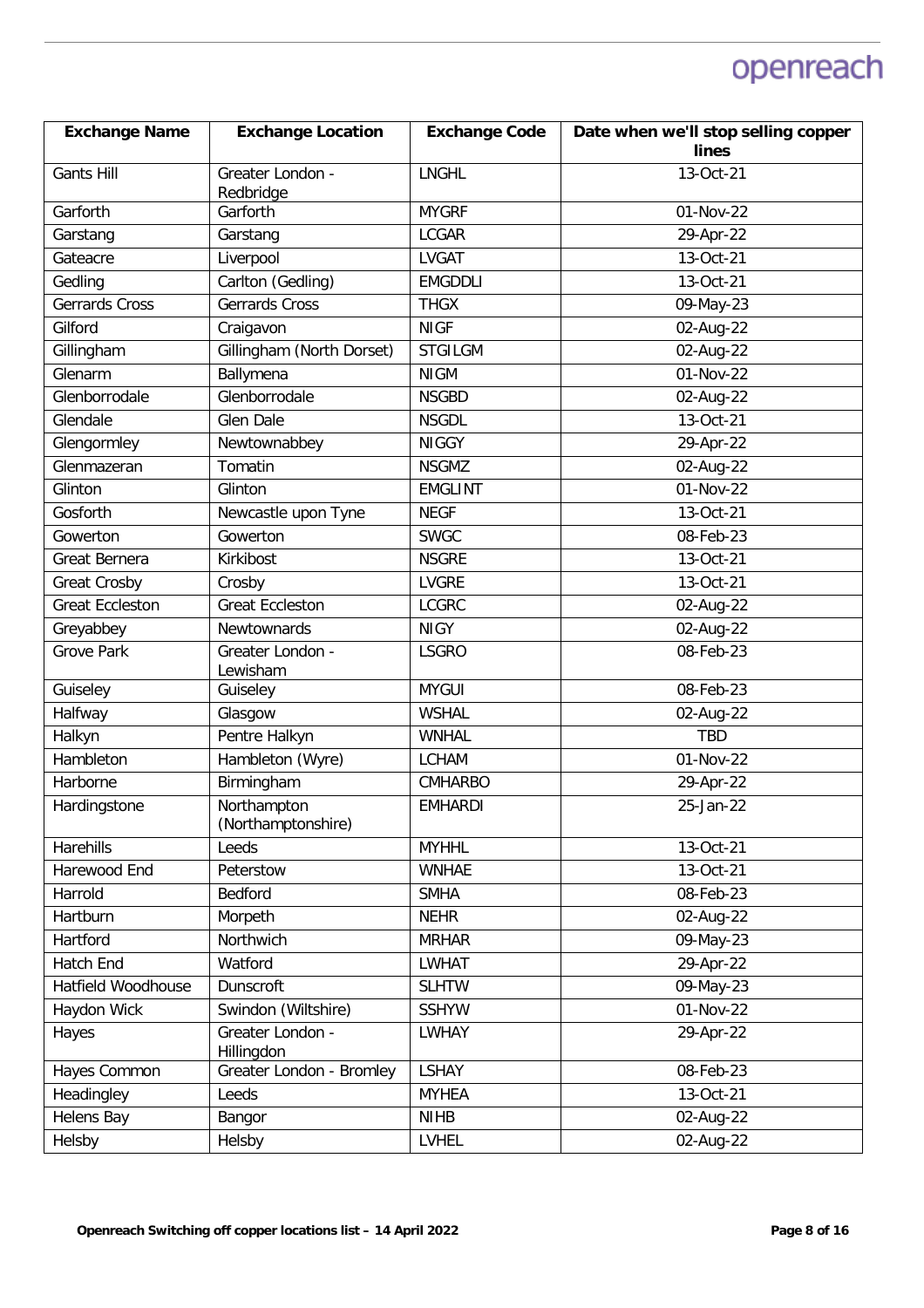| Exchange Name | Exchange Location | Exchange Code | Date when we'll stop selling copper lines |
|---|---|---|---|
| Gants Hill | Greater London - Redbridge | LNGHL | 13-Oct-21 |
| Garforth | Garforth | MYGRF | 01-Nov-22 |
| Garstang | Garstang | LCGAR | 29-Apr-22 |
| Gateacre | Liverpool | LVGAT | 13-Oct-21 |
| Gedling | Carlton (Gedling) | EMGDDLI | 13-Oct-21 |
| Gerrards Cross | Gerrards Cross | THGX | 09-May-23 |
| Gilford | Craigavon | NIGF | 02-Aug-22 |
| Gillingham | Gillingham (North Dorset) | STGILGM | 02-Aug-22 |
| Glenarm | Ballymena | NIGM | 01-Nov-22 |
| Glenborrodale | Glenborrodale | NSGBD | 02-Aug-22 |
| Glendale | Glen Dale | NSGDL | 13-Oct-21 |
| Glengormley | Newtownabbey | NIGGY | 29-Apr-22 |
| Glenmazeran | Tomatin | NSGMZ | 02-Aug-22 |
| Glinton | Glinton | EMGLINT | 01-Nov-22 |
| Gosforth | Newcastle upon Tyne | NEGF | 13-Oct-21 |
| Gowerton | Gowerton | SWGC | 08-Feb-23 |
| Great Bernera | Kirkibost | NSGRE | 13-Oct-21 |
| Great Crosby | Crosby | LVGRE | 13-Oct-21 |
| Great Eccleston | Great Eccleston | LCGRC | 02-Aug-22 |
| Greyabbey | Newtownards | NIGY | 02-Aug-22 |
| Grove Park | Greater London - Lewisham | LSGRO | 08-Feb-23 |
| Guiseley | Guiseley | MYGUI | 08-Feb-23 |
| Halfway | Glasgow | WSHAL | 02-Aug-22 |
| Halkyn | Pentre Halkyn | WNHAL | TBD |
| Hambleton | Hambleton (Wyre) | LCHAM | 01-Nov-22 |
| Harborne | Birmingham | CMHARBO | 29-Apr-22 |
| Hardingstone | Northampton (Northamptonshire) | EMHARDI | 25-Jan-22 |
| Harehills | Leeds | MYHHL | 13-Oct-21 |
| Harewood End | Peterstow | WNHAE | 13-Oct-21 |
| Harrold | Bedford | SMHA | 08-Feb-23 |
| Hartburn | Morpeth | NEHR | 02-Aug-22 |
| Hartford | Northwich | MRHAR | 09-May-23 |
| Hatch End | Watford | LWHAT | 29-Apr-22 |
| Hatfield Woodhouse | Dunscroft | SLHTW | 09-May-23 |
| Haydon Wick | Swindon (Wiltshire) | SSHYW | 01-Nov-22 |
| Hayes | Greater London - Hillingdon | LWHAY | 29-Apr-22 |
| Hayes Common | Greater London - Bromley | LSHAY | 08-Feb-23 |
| Headingley | Leeds | MYHEA | 13-Oct-21 |
| Helens Bay | Bangor | NIHB | 02-Aug-22 |
| Helsby | Helsby | LVHEL | 02-Aug-22 |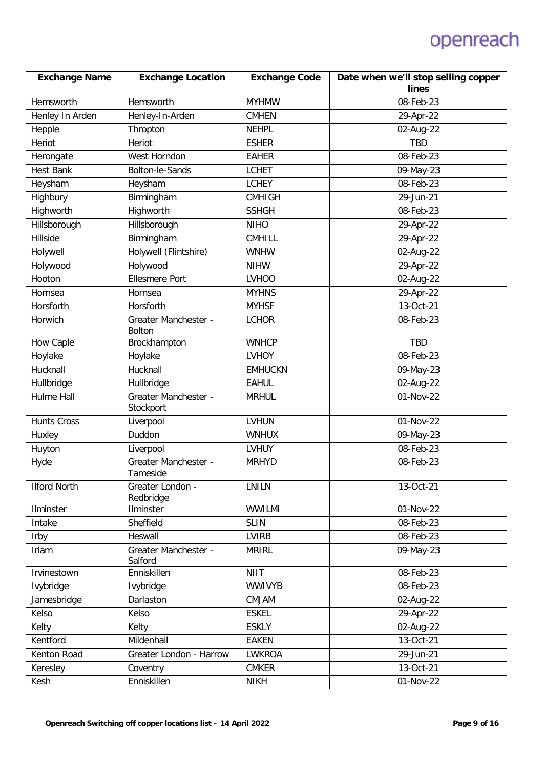| Exchange Name | Exchange Location | Exchange Code | Date when we'll stop selling copper lines |
|---|---|---|---|
| Hemsworth | Hemsworth | MYHMW | 08-Feb-23 |
| Henley In Arden | Henley-In-Arden | CMHEN | 29-Apr-22 |
| Hepple | Thropton | NEHPL | 02-Aug-22 |
| Heriot | Heriot | ESHER | TBD |
| Herongate | West Horndon | EAHER | 08-Feb-23 |
| Hest Bank | Bolton-le-Sands | LCHET | 09-May-23 |
| Heysham | Heysham | LCHEY | 08-Feb-23 |
| Highbury | Birmingham | CMHIGH | 29-Jun-21 |
| Highworth | Highworth | SSHGH | 08-Feb-23 |
| Hillsborough | Hillsborough | NIHO | 29-Apr-22 |
| Hillside | Birmingham | CMHILL | 29-Apr-22 |
| Holywell | Holywell (Flintshire) | WNHW | 02-Aug-22 |
| Holywood | Holywood | NIHW | 29-Apr-22 |
| Hooton | Ellesmere Port | LVHOO | 02-Aug-22 |
| Hornsea | Hornsea | MYHNS | 29-Apr-22 |
| Horsforth | Horsforth | MYHSF | 13-Oct-21 |
| Horwich | Greater Manchester - Bolton | LCHOR | 08-Feb-23 |
| How Caple | Brockhampton | WNHCP | TBD |
| Hoylake | Hoylake | LVHOY | 08-Feb-23 |
| Hucknall | Hucknall | EMHUCKN | 09-May-23 |
| Hullbridge | Hullbridge | EAHUL | 02-Aug-22 |
| Hulme Hall | Greater Manchester - Stockport | MRHUL | 01-Nov-22 |
| Hunts Cross | Liverpool | LVHUN | 01-Nov-22 |
| Huxley | Duddon | WNHUX | 09-May-23 |
| Huyton | Liverpool | LVHUY | 08-Feb-23 |
| Hyde | Greater Manchester - Tameside | MRHYD | 08-Feb-23 |
| Ilford North | Greater London - Redbridge | LNILN | 13-Oct-21 |
| Ilminster | Ilminster | WWILMI | 01-Nov-22 |
| Intake | Sheffield | SLIN | 08-Feb-23 |
| Irby | Heswall | LVIRB | 08-Feb-23 |
| Irlam | Greater Manchester - Salford | MRIRL | 09-May-23 |
| Irvinestown | Enniskillen | NIIT | 08-Feb-23 |
| Ivybridge | Ivybridge | WWIVYB | 08-Feb-23 |
| Jamesbridge | Darlaston | CMJAM | 02-Aug-22 |
| Kelso | Kelso | ESKEL | 29-Apr-22 |
| Kelty | Kelty | ESKLY | 02-Aug-22 |
| Kentford | Mildenhall | EAKEN | 13-Oct-21 |
| Kenton Road | Greater London - Harrow | LWKROA | 29-Jun-21 |
| Keresley | Coventry | CMKER | 13-Oct-21 |
| Kesh | Enniskillen | NIKH | 01-Nov-22 |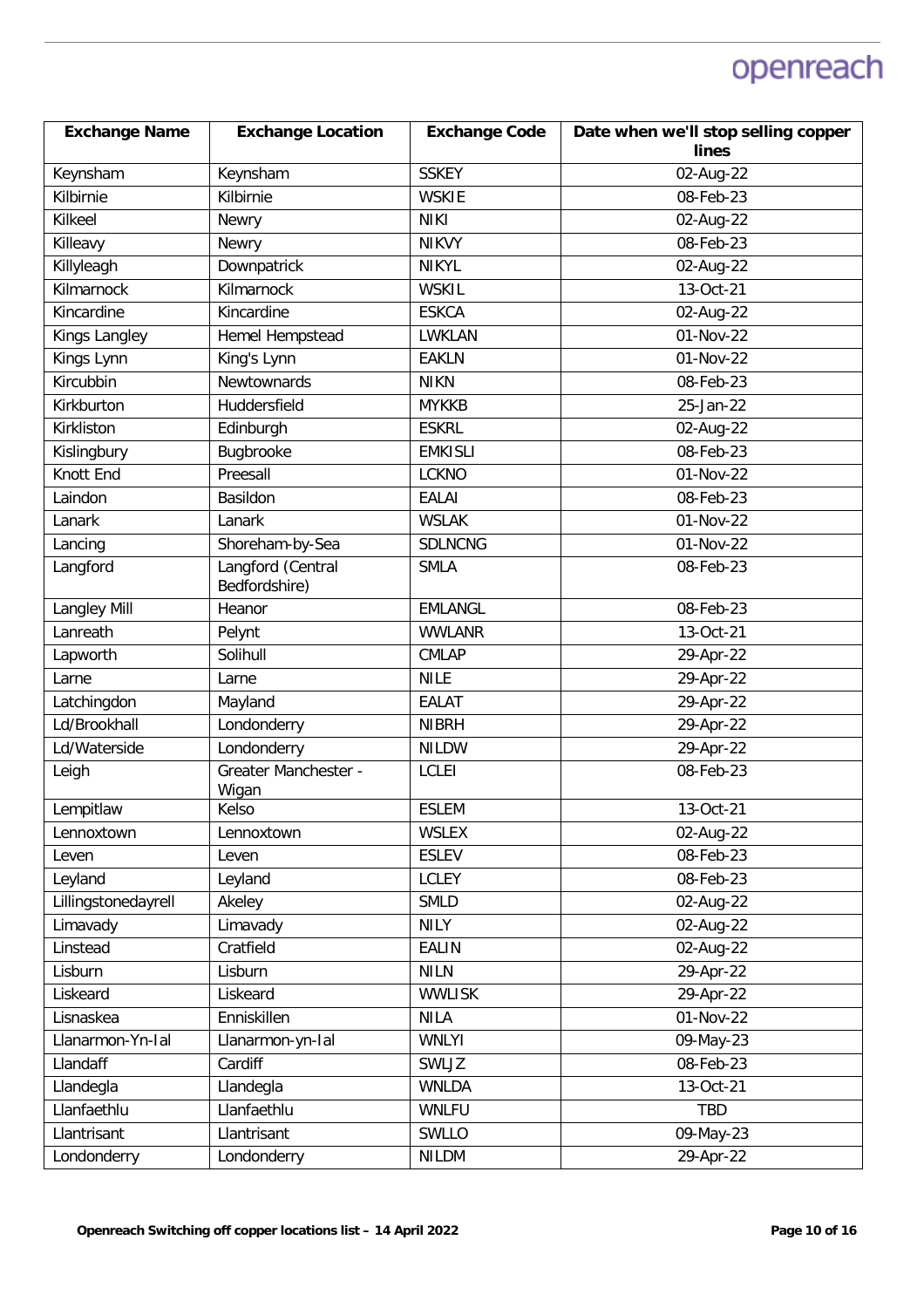| Exchange Name | Exchange Location | Exchange Code | Date when we'll stop selling copper lines |
|---|---|---|---|
| Keynsham | Keynsham | SSKEY | 02-Aug-22 |
| Kilbirnie | Kilbirnie | WSKIE | 08-Feb-23 |
| Kilkeel | Newry | NIKI | 02-Aug-22 |
| Killeavy | Newry | NIKVY | 08-Feb-23 |
| Killyleagh | Downpatrick | NIKYL | 02-Aug-22 |
| Kilmarnock | Kilmarnock | WSKIL | 13-Oct-21 |
| Kincardine | Kincardine | ESKCA | 02-Aug-22 |
| Kings Langley | Hemel Hempstead | LWKLAN | 01-Nov-22 |
| Kings Lynn | King's Lynn | EAKLN | 01-Nov-22 |
| Kircubbin | Newtownards | NIKN | 08-Feb-23 |
| Kirkburton | Huddersfield | MYKKB | 25-Jan-22 |
| Kirkliston | Edinburgh | ESKRL | 02-Aug-22 |
| Kislingbury | Bugbrooke | EMKISLI | 08-Feb-23 |
| Knott End | Preesall | LCKNO | 01-Nov-22 |
| Laindon | Basildon | EALAI | 08-Feb-23 |
| Lanark | Lanark | WSLAK | 01-Nov-22 |
| Lancing | Shoreham-by-Sea | SDLNCNG | 01-Nov-22 |
| Langford | Langford (Central Bedfordshire) | SMLA | 08-Feb-23 |
| Langley Mill | Heanor | EMLANGL | 08-Feb-23 |
| Lanreath | Pelynt | WWLANR | 13-Oct-21 |
| Lapworth | Solihull | CMLAP | 29-Apr-22 |
| Larne | Larne | NILE | 29-Apr-22 |
| Latchingdon | Mayland | EALAT | 29-Apr-22 |
| Ld/Brookhall | Londonderry | NIBRH | 29-Apr-22 |
| Ld/Waterside | Londonderry | NILDW | 29-Apr-22 |
| Leigh | Greater Manchester - Wigan | LCLEI | 08-Feb-23 |
| Lempitlaw | Kelso | ESLEM | 13-Oct-21 |
| Lennoxtown | Lennoxtown | WSLEX | 02-Aug-22 |
| Leven | Leven | ESLEV | 08-Feb-23 |
| Leyland | Leyland | LCLEY | 08-Feb-23 |
| Lillingstonedayrell | Akeley | SMLD | 02-Aug-22 |
| Limavady | Limavady | NILY | 02-Aug-22 |
| Linstead | Cratfield | EALIN | 02-Aug-22 |
| Lisburn | Lisburn | NILN | 29-Apr-22 |
| Liskeard | Liskeard | WWLISK | 29-Apr-22 |
| Lisnaskea | Enniskillen | NILA | 01-Nov-22 |
| Llanarmon-Yn-Ial | Llanarmon-yn-Ial | WNLYI | 09-May-23 |
| Llandaff | Cardiff | SWLJZ | 08-Feb-23 |
| Llandegla | Llandegla | WNLDA | 13-Oct-21 |
| Llanfaethlu | Llanfaethlu | WNLFU | TBD |
| Llantrisant | Llantrisant | SWLLO | 09-May-23 |
| Londonderry | Londonderry | NILDM | 29-Apr-22 |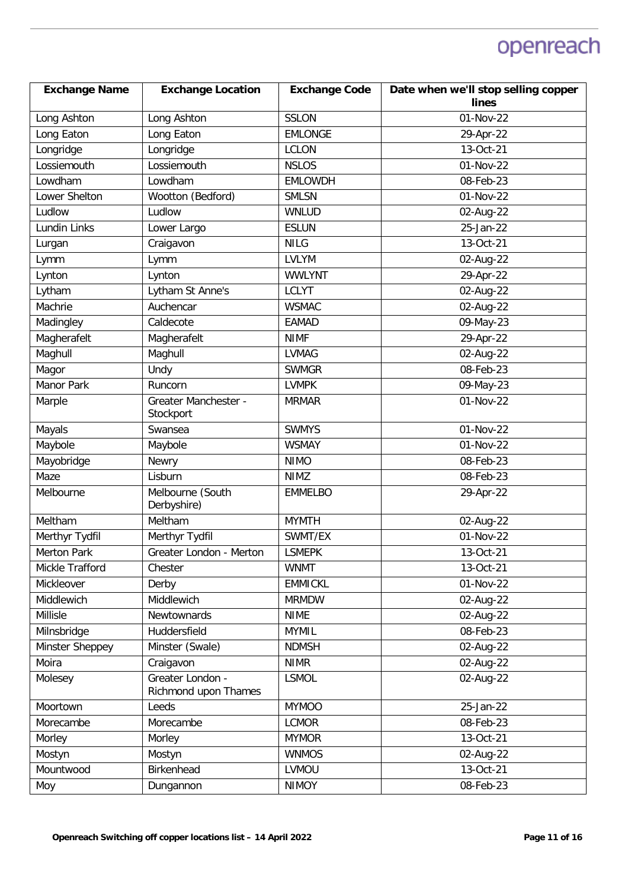| Exchange Name | Exchange Location | Exchange Code | Date when we'll stop selling copper lines |
|---|---|---|---|
| Long Ashton | Long Ashton | SSLON | 01-Nov-22 |
| Long Eaton | Long Eaton | EMLONGE | 29-Apr-22 |
| Longridge | Longridge | LCLON | 13-Oct-21 |
| Lossiemouth | Lossiemouth | NSLOS | 01-Nov-22 |
| Lowdham | Lowdham | EMLOWDH | 08-Feb-23 |
| Lower Shelton | Wootton (Bedford) | SMLSN | 01-Nov-22 |
| Ludlow | Ludlow | WNLUD | 02-Aug-22 |
| Lundin Links | Lower Largo | ESLUN | 25-Jan-22 |
| Lurgan | Craigavon | NILG | 13-Oct-21 |
| Lymm | Lymm | LVLYM | 02-Aug-22 |
| Lynton | Lynton | WWLYNT | 29-Apr-22 |
| Lytham | Lytham St Anne's | LCLYT | 02-Aug-22 |
| Machrie | Auchencar | WSMAC | 02-Aug-22 |
| Madingley | Caldecote | EAMAD | 09-May-23 |
| Magherafelt | Magherafelt | NIMF | 29-Apr-22 |
| Maghull | Maghull | LVMAG | 02-Aug-22 |
| Magor | Undy | SWMGR | 08-Feb-23 |
| Manor Park | Runcorn | LVMPK | 09-May-23 |
| Marple | Greater Manchester - Stockport | MRMAR | 01-Nov-22 |
| Mayals | Swansea | SWMYS | 01-Nov-22 |
| Maybole | Maybole | WSMAY | 01-Nov-22 |
| Mayobridge | Newry | NIMO | 08-Feb-23 |
| Maze | Lisburn | NIMZ | 08-Feb-23 |
| Melbourne | Melbourne (South Derbyshire) | EMMELBO | 29-Apr-22 |
| Meltham | Meltham | MYMTH | 02-Aug-22 |
| Merthyr Tydfil | Merthyr Tydfil | SWMT/EX | 01-Nov-22 |
| Merton Park | Greater London - Merton | LSMEPK | 13-Oct-21 |
| Mickle Trafford | Chester | WNMT | 13-Oct-21 |
| Mickleover | Derby | EMMICKL | 01-Nov-22 |
| Middlewich | Middlewich | MRMDW | 02-Aug-22 |
| Millisle | Newtownards | NIME | 02-Aug-22 |
| Milnsbridge | Huddersfield | MYMIL | 08-Feb-23 |
| Minster Sheppey | Minster (Swale) | NDMSH | 02-Aug-22 |
| Moira | Craigavon | NIMR | 02-Aug-22 |
| Molesey | Greater London - Richmond upon Thames | LSMOL | 02-Aug-22 |
| Moortown | Leeds | MYMOO | 25-Jan-22 |
| Morecambe | Morecambe | LCMOR | 08-Feb-23 |
| Morley | Morley | MYMOR | 13-Oct-21 |
| Mostyn | Mostyn | WNMOS | 02-Aug-22 |
| Mountwood | Birkenhead | LVMOU | 13-Oct-21 |
| Moy | Dungannon | NIMOY | 08-Feb-23 |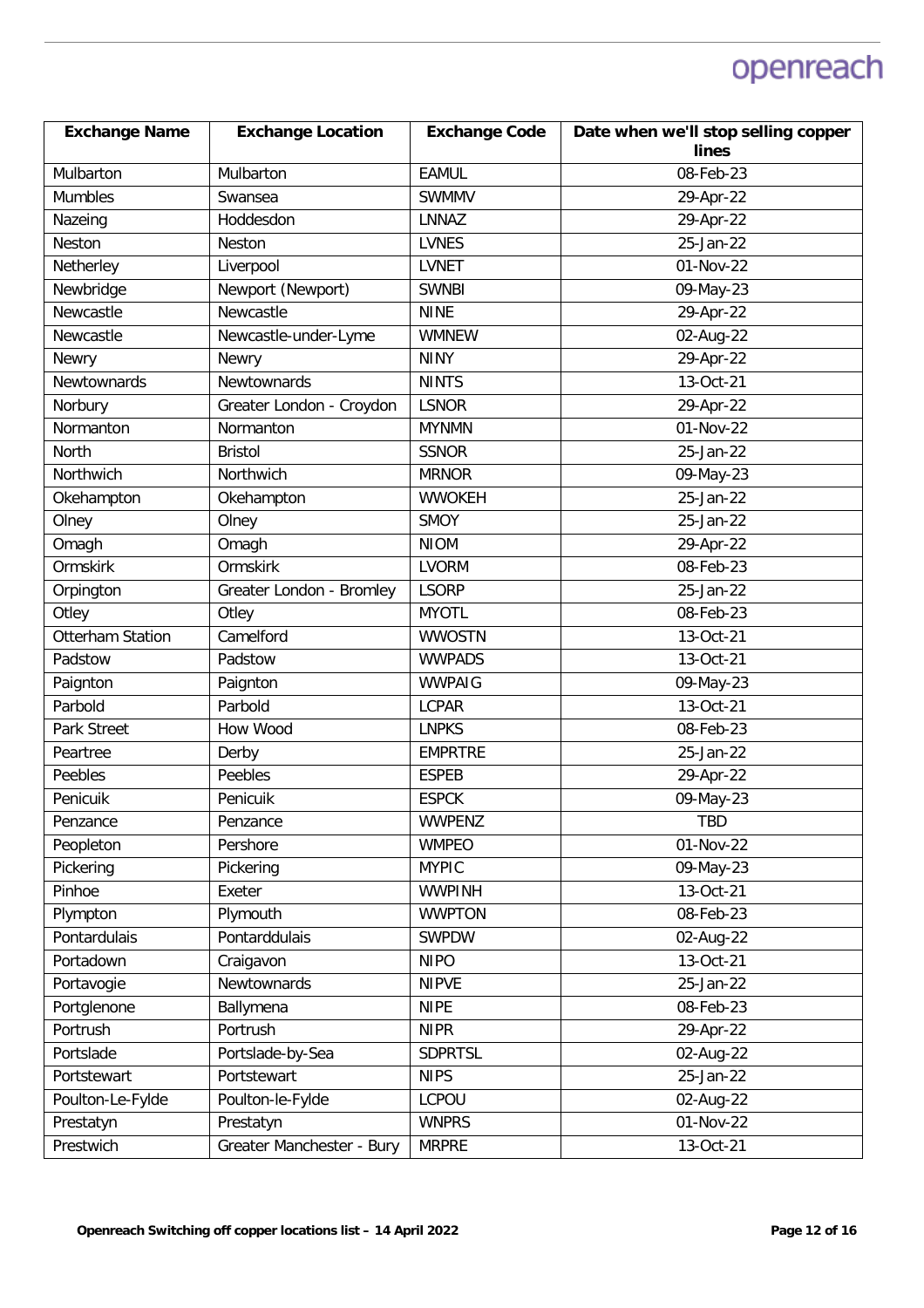| Exchange Name | Exchange Location | Exchange Code | Date when we'll stop selling copper lines |
|---|---|---|---|
| Mulbarton | Mulbarton | EAMUL | 08-Feb-23 |
| Mumbles | Swansea | SWMMV | 29-Apr-22 |
| Nazeing | Hoddesdon | LNNAZ | 29-Apr-22 |
| Neston | Neston | LVNES | 25-Jan-22 |
| Netherley | Liverpool | LVNET | 01-Nov-22 |
| Newbridge | Newport (Newport) | SWNBI | 09-May-23 |
| Newcastle | Newcastle | NINE | 29-Apr-22 |
| Newcastle | Newcastle-under-Lyme | WMNEW | 02-Aug-22 |
| Newry | Newry | NINY | 29-Apr-22 |
| Newtownards | Newtownards | NINTS | 13-Oct-21 |
| Norbury | Greater London - Croydon | LSNOR | 29-Apr-22 |
| Normanton | Normanton | MYNMN | 01-Nov-22 |
| North | Bristol | SSNOR | 25-Jan-22 |
| Northwich | Northwich | MRNOR | 09-May-23 |
| Okehampton | Okehampton | WWOKEH | 25-Jan-22 |
| Olney | Olney | SMOY | 25-Jan-22 |
| Omagh | Omagh | NIOM | 29-Apr-22 |
| Ormskirk | Ormskirk | LVORM | 08-Feb-23 |
| Orpington | Greater London - Bromley | LSORP | 25-Jan-22 |
| Otley | Otley | MYOTL | 08-Feb-23 |
| Otterham Station | Camelford | WWOSTN | 13-Oct-21 |
| Padstow | Padstow | WWPADS | 13-Oct-21 |
| Paignton | Paignton | WWPAIG | 09-May-23 |
| Parbold | Parbold | LCPAR | 13-Oct-21 |
| Park Street | How Wood | LNPKS | 08-Feb-23 |
| Peartree | Derby | EMPRTRE | 25-Jan-22 |
| Peebles | Peebles | ESPEB | 29-Apr-22 |
| Penicuik | Penicuik | ESPCK | 09-May-23 |
| Penzance | Penzance | WWPENZ | TBD |
| Peopleton | Pershore | WMPEO | 01-Nov-22 |
| Pickering | Pickering | MYPIC | 09-May-23 |
| Pinhoe | Exeter | WWPINH | 13-Oct-21 |
| Plympton | Plymouth | WWPTON | 08-Feb-23 |
| Pontardulais | Pontarddulais | SWPDW | 02-Aug-22 |
| Portadown | Craigavon | NIPO | 13-Oct-21 |
| Portavogie | Newtownards | NIPVE | 25-Jan-22 |
| Portglenone | Ballymena | NIPE | 08-Feb-23 |
| Portrush | Portrush | NIPR | 29-Apr-22 |
| Portslade | Portslade-by-Sea | SDPRTSL | 02-Aug-22 |
| Portstewart | Portstewart | NIPS | 25-Jan-22 |
| Poulton-Le-Fylde | Poulton-le-Fylde | LCPOU | 02-Aug-22 |
| Prestatyn | Prestatyn | WNPRS | 01-Nov-22 |
| Prestwich | Greater Manchester - Bury | MRPRE | 13-Oct-21 |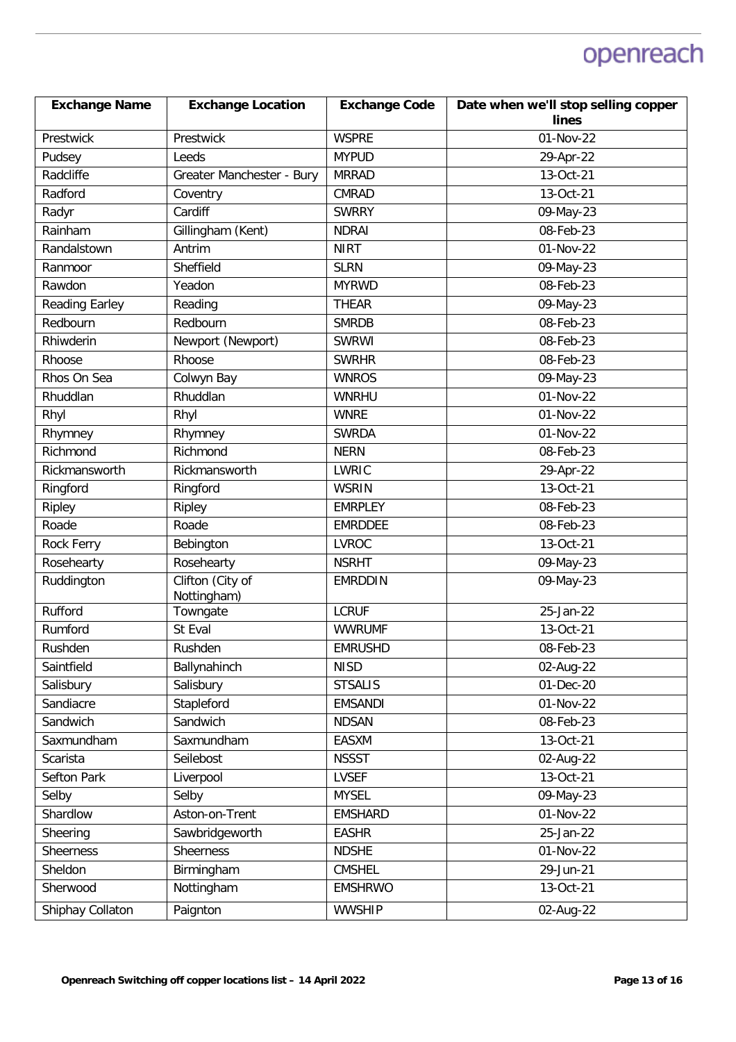| Exchange Name | Exchange Location | Exchange Code | Date when we'll stop selling copper lines |
|---|---|---|---|
| Prestwick | Prestwick | WSPRE | 01-Nov-22 |
| Pudsey | Leeds | MYPUD | 29-Apr-22 |
| Radcliffe | Greater Manchester - Bury | MRRAD | 13-Oct-21 |
| Radford | Coventry | CMRAD | 13-Oct-21 |
| Radyr | Cardiff | SWRRY | 09-May-23 |
| Rainham | Gillingham (Kent) | NDRAI | 08-Feb-23 |
| Randalstown | Antrim | NIRT | 01-Nov-22 |
| Ranmoor | Sheffield | SLRN | 09-May-23 |
| Rawdon | Yeadon | MYRWD | 08-Feb-23 |
| Reading Earley | Reading | THEAR | 09-May-23 |
| Redbourn | Redbourn | SMRDB | 08-Feb-23 |
| Rhiwderin | Newport (Newport) | SWRWI | 08-Feb-23 |
| Rhoose | Rhoose | SWRHR | 08-Feb-23 |
| Rhos On Sea | Colwyn Bay | WNROS | 09-May-23 |
| Rhuddlan | Rhuddlan | WNRHU | 01-Nov-22 |
| Rhyl | Rhyl | WNRE | 01-Nov-22 |
| Rhymney | Rhymney | SWRDA | 01-Nov-22 |
| Richmond | Richmond | NERN | 08-Feb-23 |
| Rickmansworth | Rickmansworth | LWRIC | 29-Apr-22 |
| Ringford | Ringford | WSRIN | 13-Oct-21 |
| Ripley | Ripley | EMRPLEY | 08-Feb-23 |
| Roade | Roade | EMRDDEE | 08-Feb-23 |
| Rock Ferry | Bebington | LVROC | 13-Oct-21 |
| Rosehearty | Rosehearty | NSRHT | 09-May-23 |
| Ruddington | Clifton (City of Nottingham) | EMRDDIN | 09-May-23 |
| Rufford | Towngate | LCRUF | 25-Jan-22 |
| Rumford | St Eval | WWRUMF | 13-Oct-21 |
| Rushden | Rushden | EMRUSHD | 08-Feb-23 |
| Saintfield | Ballynahinch | NISD | 02-Aug-22 |
| Salisbury | Salisbury | STSALIS | 01-Dec-20 |
| Sandiacre | Stapleford | EMSANDI | 01-Nov-22 |
| Sandwich | Sandwich | NDSAN | 08-Feb-23 |
| Saxmundham | Saxmundham | EASXM | 13-Oct-21 |
| Scarista | Seilebost | NSSST | 02-Aug-22 |
| Sefton Park | Liverpool | LVSEF | 13-Oct-21 |
| Selby | Selby | MYSEL | 09-May-23 |
| Shardlow | Aston-on-Trent | EMSHARD | 01-Nov-22 |
| Sheering | Sawbridgeworth | EASHR | 25-Jan-22 |
| Sheerness | Sheerness | NDSHE | 01-Nov-22 |
| Sheldon | Birmingham | CMSHEL | 29-Jun-21 |
| Sherwood | Nottingham | EMSHRWO | 13-Oct-21 |
| Shiphay Collaton | Paignton | WWSHIP | 02-Aug-22 |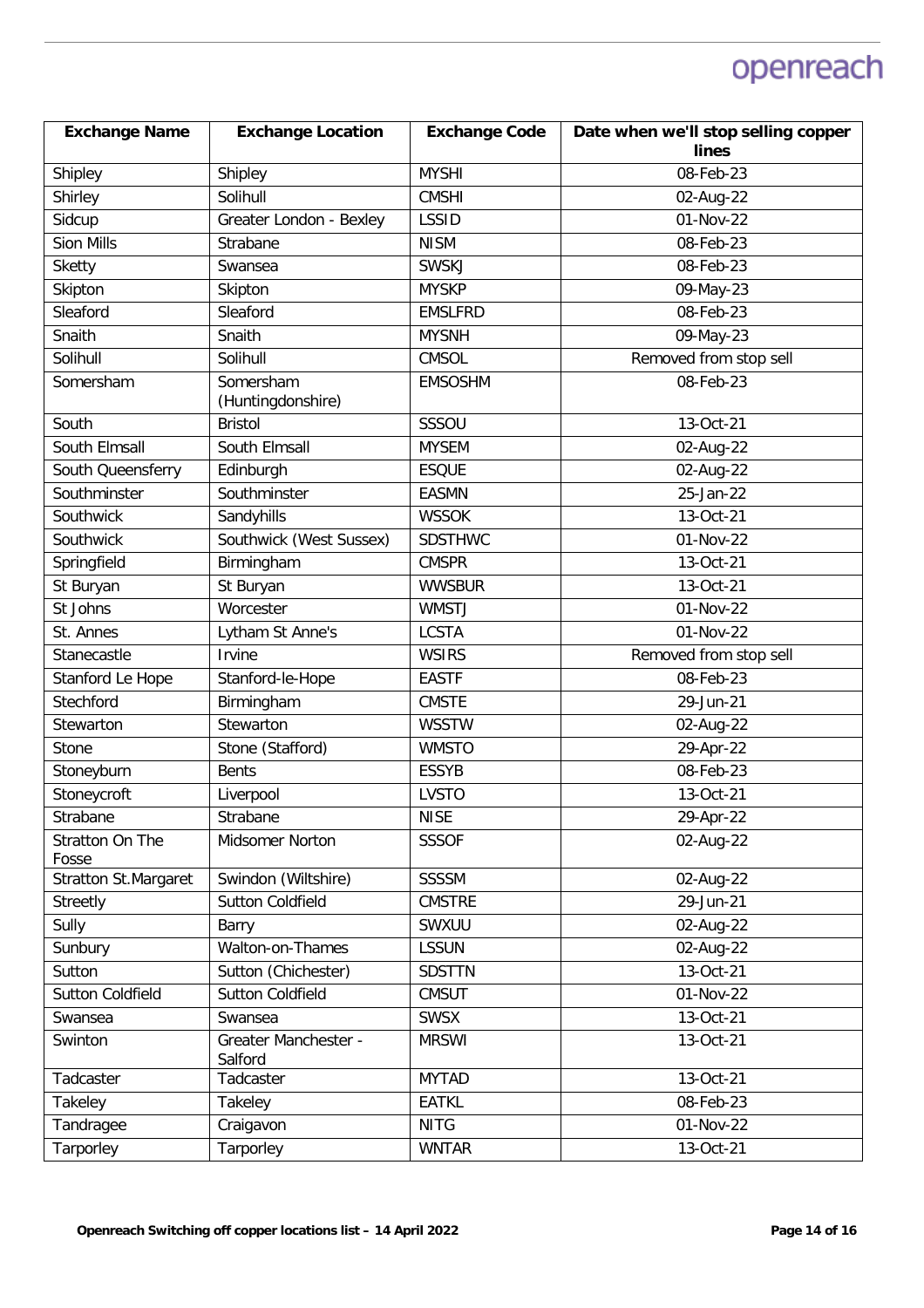| Exchange Name | Exchange Location | Exchange Code | Date when we'll stop selling copper lines |
|---|---|---|---|
| Shipley | Shipley | MYSHI | 08-Feb-23 |
| Shirley | Solihull | CMSHI | 02-Aug-22 |
| Sidcup | Greater London - Bexley | LSSID | 01-Nov-22 |
| Sion Mills | Strabane | NISM | 08-Feb-23 |
| Sketty | Swansea | SWSKJ | 08-Feb-23 |
| Skipton | Skipton | MYSKP | 09-May-23 |
| Sleaford | Sleaford | EMSLFRD | 08-Feb-23 |
| Snaith | Snaith | MYSNH | 09-May-23 |
| Solihull | Solihull | CMSOL | Removed from stop sell |
| Somersham | Somersham (Huntingdonshire) | EMSOSHM | 08-Feb-23 |
| South | Bristol | SSSOU | 13-Oct-21 |
| South Elmsall | South Elmsall | MYSEM | 02-Aug-22 |
| South Queensferry | Edinburgh | ESQUE | 02-Aug-22 |
| Southminster | Southminster | EASMN | 25-Jan-22 |
| Southwick | Sandyhills | WSSOK | 13-Oct-21 |
| Southwick | Southwick (West Sussex) | SDSTHWC | 01-Nov-22 |
| Springfield | Birmingham | CMSPR | 13-Oct-21 |
| St Buryan | St Buryan | WWSBUR | 13-Oct-21 |
| St Johns | Worcester | WMSTJ | 01-Nov-22 |
| St. Annes | Lytham St Anne's | LCSTA | 01-Nov-22 |
| Stanecastle | Irvine | WSIRS | Removed from stop sell |
| Stanford Le Hope | Stanford-le-Hope | EASTF | 08-Feb-23 |
| Stechford | Birmingham | CMSTE | 29-Jun-21 |
| Stewarton | Stewarton | WSSTW | 02-Aug-22 |
| Stone | Stone (Stafford) | WMSTO | 29-Apr-22 |
| Stoneyburn | Bents | ESSYB | 08-Feb-23 |
| Stoneycroft | Liverpool | LVSTO | 13-Oct-21 |
| Strabane | Strabane | NISE | 29-Apr-22 |
| Stratton On The Fosse | Midsomer Norton | SSSOF | 02-Aug-22 |
| Stratton St.Margaret | Swindon (Wiltshire) | SSSSM | 02-Aug-22 |
| Streetly | Sutton Coldfield | CMSTRE | 29-Jun-21 |
| Sully | Barry | SWXUU | 02-Aug-22 |
| Sunbury | Walton-on-Thames | LSSUN | 02-Aug-22 |
| Sutton | Sutton (Chichester) | SDSTTN | 13-Oct-21 |
| Sutton Coldfield | Sutton Coldfield | CMSUT | 01-Nov-22 |
| Swansea | Swansea | SWSX | 13-Oct-21 |
| Swinton | Greater Manchester - Salford | MRSWI | 13-Oct-21 |
| Tadcaster | Tadcaster | MYTAD | 13-Oct-21 |
| Takeley | Takeley | EATKL | 08-Feb-23 |
| Tandragee | Craigavon | NITG | 01-Nov-22 |
| Tarporley | Tarporley | WNTAR | 13-Oct-21 |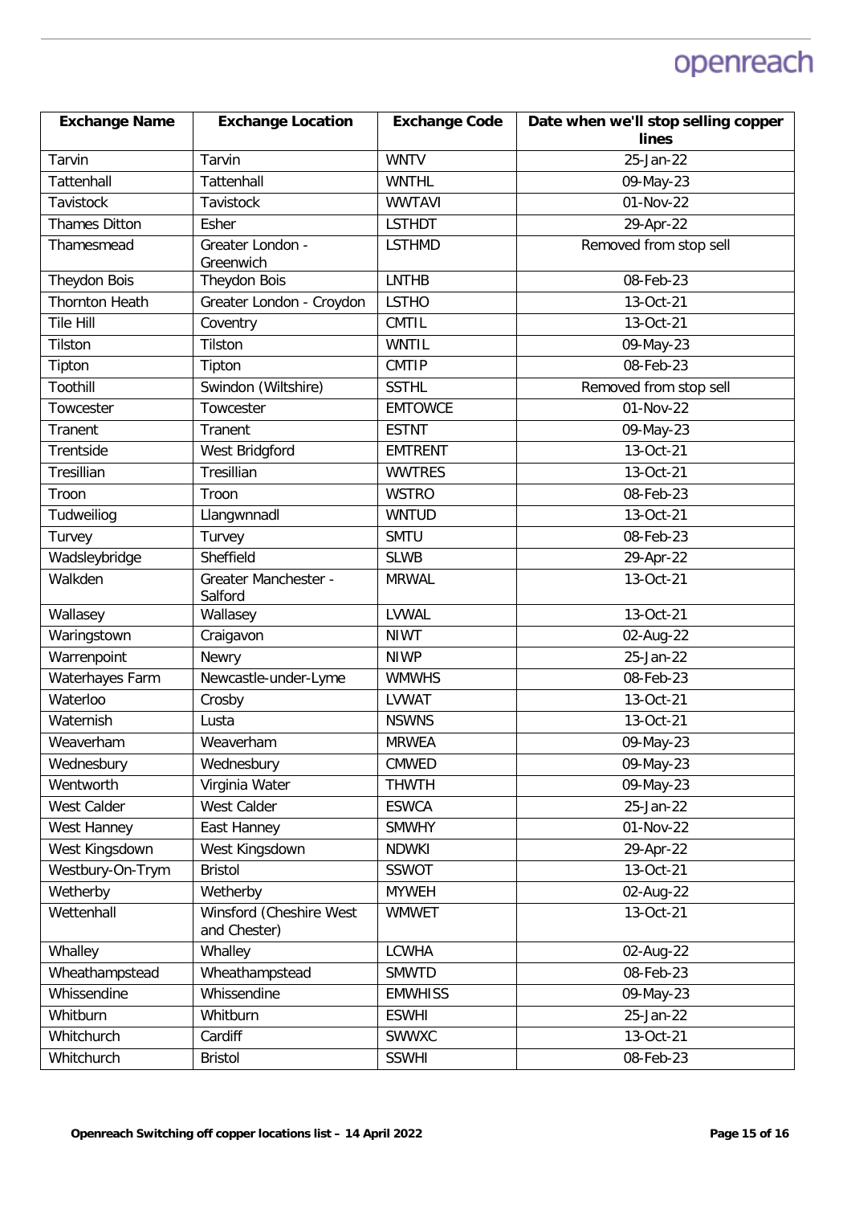| Exchange Name | Exchange Location | Exchange Code | Date when we'll stop selling copper lines |
|---|---|---|---|
| Tarvin | Tarvin | WNTV | 25-Jan-22 |
| Tattenhall | Tattenhall | WNTHL | 09-May-23 |
| Tavistock | Tavistock | WWTAVI | 01-Nov-22 |
| Thames Ditton | Esher | LSTHDT | 29-Apr-22 |
| Thamesmead | Greater London - Greenwich | LSTHMD | Removed from stop sell |
| Theydon Bois | Theydon Bois | LNTHB | 08-Feb-23 |
| Thornton Heath | Greater London - Croydon | LSTHO | 13-Oct-21 |
| Tile Hill | Coventry | CMTIL | 13-Oct-21 |
| Tilston | Tilston | WNTIL | 09-May-23 |
| Tipton | Tipton | CMTIP | 08-Feb-23 |
| Toothill | Swindon (Wiltshire) | SSTHL | Removed from stop sell |
| Towcester | Towcester | EMTOWCE | 01-Nov-22 |
| Tranent | Tranent | ESTNT | 09-May-23 |
| Trentside | West Bridgford | EMTRENT | 13-Oct-21 |
| Tresillian | Tresillian | WWTRES | 13-Oct-21 |
| Troon | Troon | WSTRO | 08-Feb-23 |
| Tudweiliog | Llangwnnadl | WNTUD | 13-Oct-21 |
| Turvey | Turvey | SMTU | 08-Feb-23 |
| Wadsleybridge | Sheffield | SLWB | 29-Apr-22 |
| Walkden | Greater Manchester - Salford | MRWAL | 13-Oct-21 |
| Wallasey | Wallasey | LVWAL | 13-Oct-21 |
| Waringstown | Craigavon | NIWT | 02-Aug-22 |
| Warrenpoint | Newry | NIWP | 25-Jan-22 |
| Waterhayes Farm | Newcastle-under-Lyme | WMWHS | 08-Feb-23 |
| Waterloo | Crosby | LVWAT | 13-Oct-21 |
| Waternish | Lusta | NSWNS | 13-Oct-21 |
| Weaverham | Weaverham | MRWEA | 09-May-23 |
| Wednesbury | Wednesbury | CMWED | 09-May-23 |
| Wentworth | Virginia Water | THWTH | 09-May-23 |
| West Calder | West Calder | ESWCA | 25-Jan-22 |
| West Hanney | East Hanney | SMWHY | 01-Nov-22 |
| West Kingsdown | West Kingsdown | NDWKI | 29-Apr-22 |
| Westbury-On-Trym | Bristol | SSWOT | 13-Oct-21 |
| Wetherby | Wetherby | MYWEH | 02-Aug-22 |
| Wettenhall | Winsford (Cheshire West and Chester) | WMWET | 13-Oct-21 |
| Whalley | Whalley | LCWHA | 02-Aug-22 |
| Wheathampstead | Wheathampstead | SMWTD | 08-Feb-23 |
| Whissendine | Whissendine | EMWHISS | 09-May-23 |
| Whitburn | Whitburn | ESWHI | 25-Jan-22 |
| Whitchurch | Cardiff | SWWXC | 13-Oct-21 |
| Whitchurch | Bristol | SSWHI | 08-Feb-23 |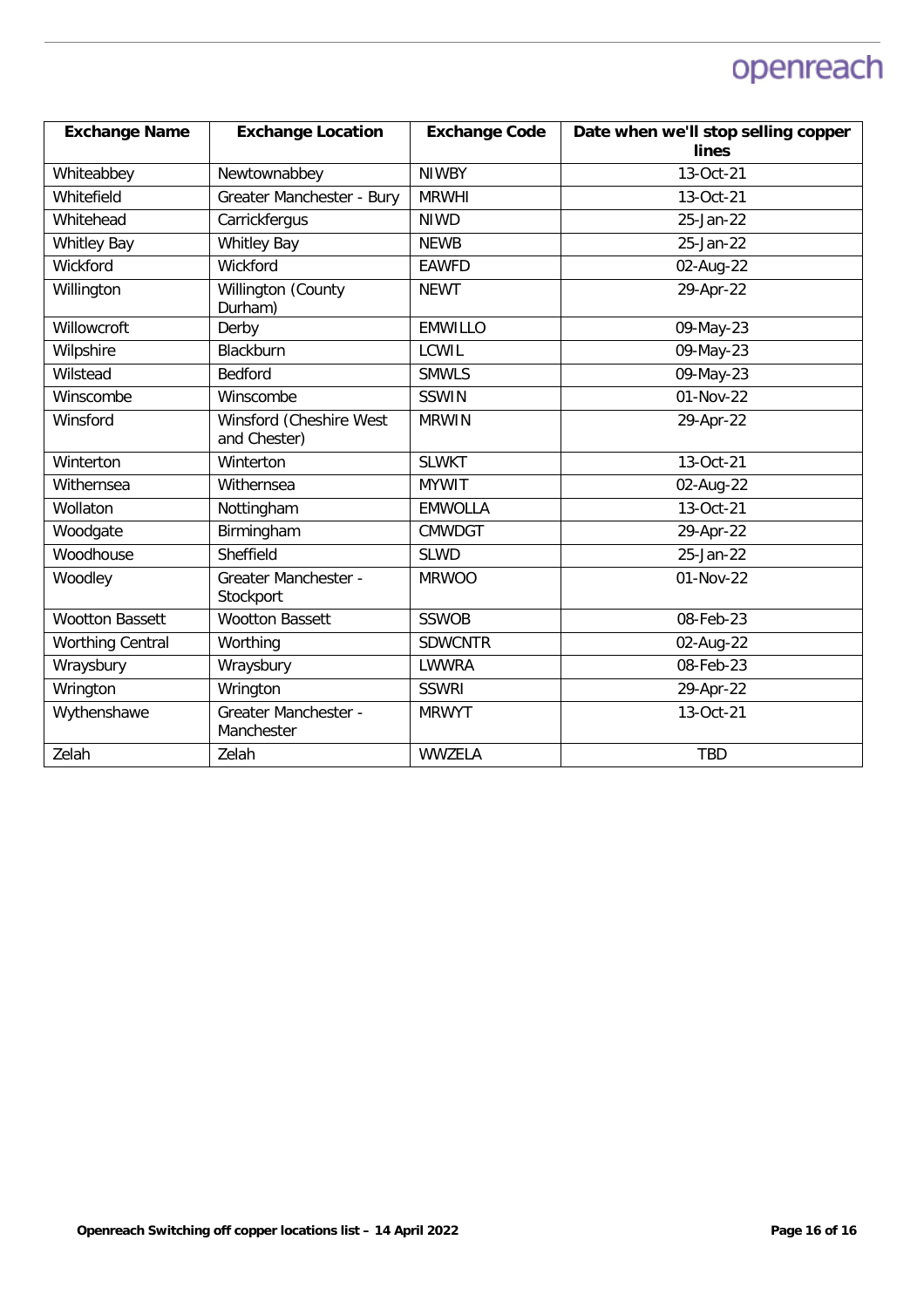| Exchange Name | Exchange Location | Exchange Code | Date when we'll stop selling copper lines |
|---|---|---|---|
| Whiteabbey | Newtownabbey | NIWBY | 13-Oct-21 |
| Whitefield | Greater Manchester - Bury | MRWHI | 13-Oct-21 |
| Whitehead | Carrickfergus | NIWD | 25-Jan-22 |
| Whitley Bay | Whitley Bay | NEWB | 25-Jan-22 |
| Wickford | Wickford | EAWFD | 02-Aug-22 |
| Willington | Willington (County Durham) | NEWT | 29-Apr-22 |
| Willowcroft | Derby | EMWILLO | 09-May-23 |
| Wilpshire | Blackburn | LCWIL | 09-May-23 |
| Wilstead | Bedford | SMWLS | 09-May-23 |
| Winscombe | Winscombe | SSWIN | 01-Nov-22 |
| Winsford | Winsford (Cheshire West and Chester) | MRWIN | 29-Apr-22 |
| Winterton | Winterton | SLWKT | 13-Oct-21 |
| Withernsea | Withernsea | MYWIT | 02-Aug-22 |
| Wollaton | Nottingham | EMWOLLA | 13-Oct-21 |
| Woodgate | Birmingham | CMWDGT | 29-Apr-22 |
| Woodhouse | Sheffield | SLWD | 25-Jan-22 |
| Woodley | Greater Manchester - Stockport | MRWOO | 01-Nov-22 |
| Wootton Bassett | Wootton Bassett | SSWOB | 08-Feb-23 |
| Worthing Central | Worthing | SDWCNTR | 02-Aug-22 |
| Wraysbury | Wraysbury | LWWRA | 08-Feb-23 |
| Wrington | Wrington | SSWRI | 29-Apr-22 |
| Wythenshawe | Greater Manchester - Manchester | MRWYT | 13-Oct-21 |
| Zelah | Zelah | WWZELA | TBD |